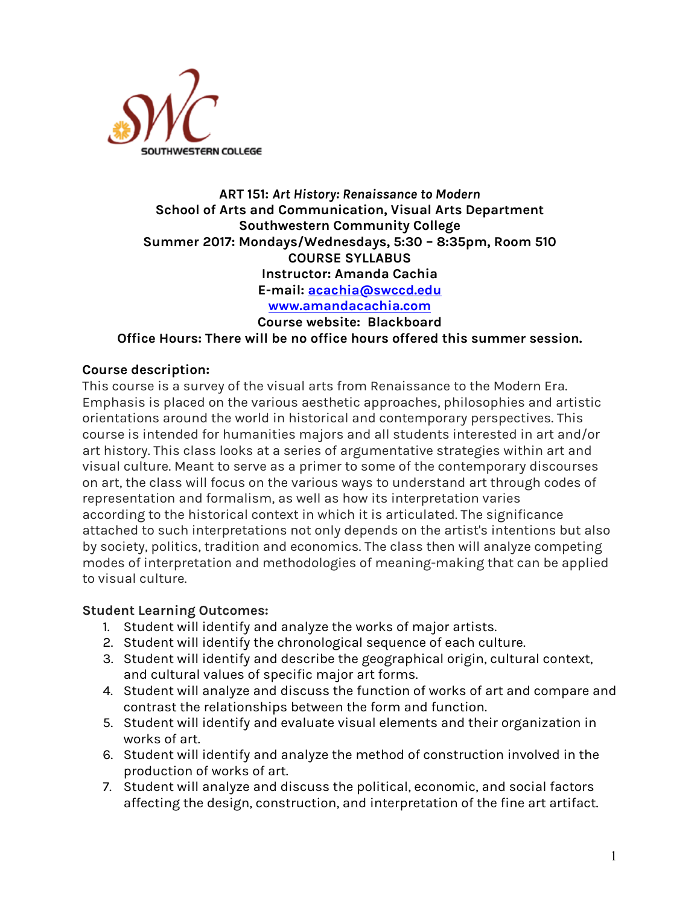**ART 151:** ***Art History: Renaissance to Modern***
**School of Arts and Communication, Visual Arts Department**
**Southwestern Community College**
**Summer 2017: Mondays/Wednesdays, 5:30 – 8:35pm, Room 510**
**COURSE SYLLABUS**
**Instructor: Amanda Cachia**
**E-mail: [acachia@swccd.edu](mailto:acachia@swccd.edu)**
**[www.amandacachia.com](http://www.amandacachia.com)**
**Course website: Blackboard**
**Office Hours: There will be no office hours offered this summer session.**

### Course description:

This course is a survey of the visual arts from Renaissance to the Modern Era. Emphasis is placed on the various aesthetic approaches, philosophies and artistic orientations around the world in historical and contemporary perspectives. This course is intended for humanities majors and all students interested in art and/or art history. This class looks at a series of argumentative strategies within art and visual culture. Meant to serve as a primer to some of the contemporary discourses on art, the class will focus on the various ways to understand art through codes of representation and formalism, as well as how its interpretation varies according to the historical context in which it is articulated. The significance attached to such interpretations not only depends on the artist's intentions but also by society, politics, tradition and economics. The class then will analyze competing modes of interpretation and methodologies of meaning-making that can be applied to visual culture.

### Student Learning Outcomes:

1. Student will identify and analyze the works of major artists.
2. Student will identify the chronological sequence of each culture.
3. Student will identify and describe the geographical origin, cultural context, and cultural values of specific major art forms.
4. Student will analyze and discuss the function of works of art and compare and contrast the relationships between the form and function.
5. Student will identify and evaluate visual elements and their organization in works of art.
6. Student will identify and analyze the method of construction involved in the production of works of art.
7. Student will analyze and discuss the political, economic, and social factors affecting the design, construction, and interpretation of the fine art artifact.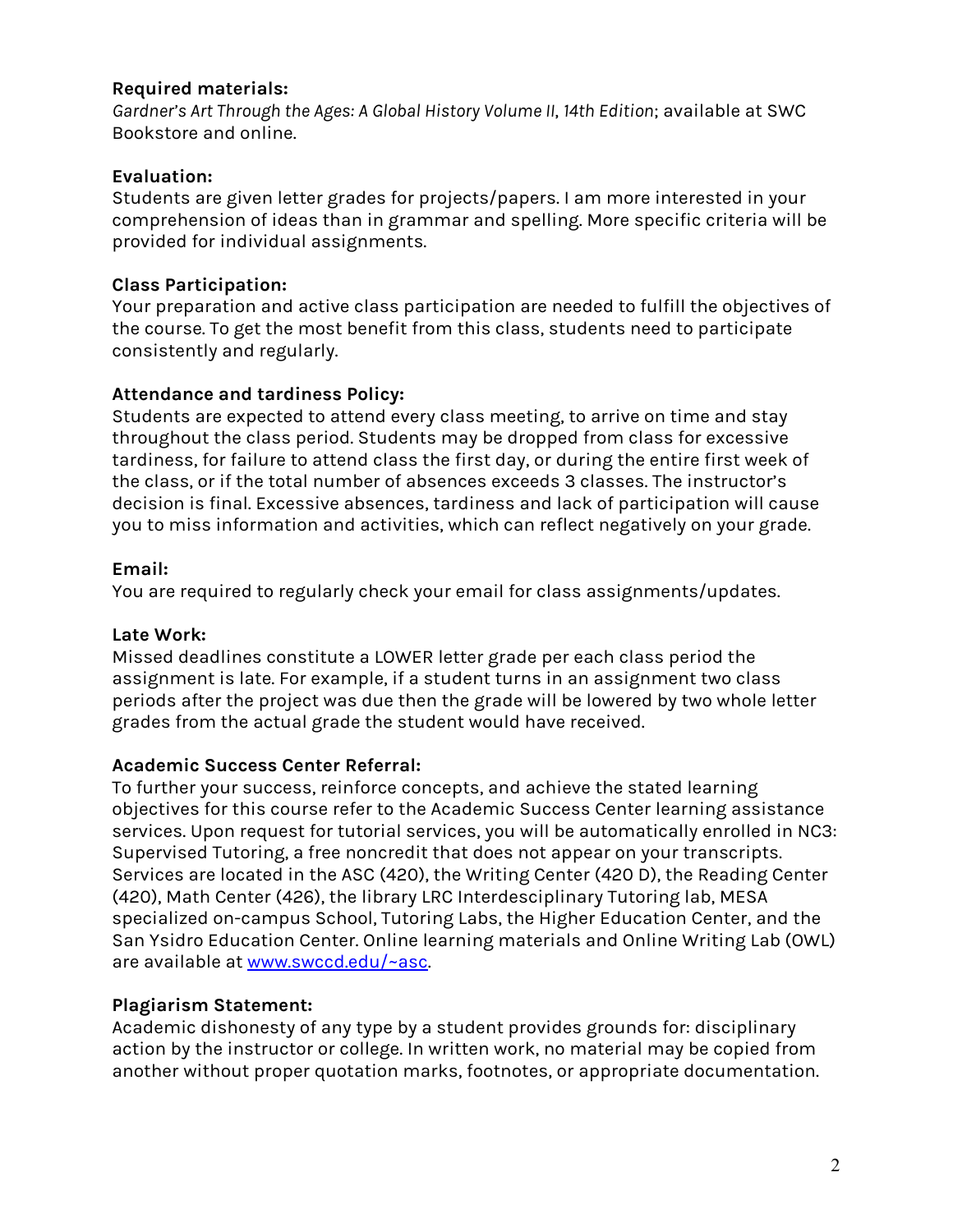**Required materials:**
*Gardner's Art Through the Ages: A Global History Volume II, 14th Edition*; available at SWC Bookstore and online.

**Evaluation:**
Students are given letter grades for projects/papers. I am more interested in your comprehension of ideas than in grammar and spelling. More specific criteria will be provided for individual assignments.

**Class Participation:**
Your preparation and active class participation are needed to fulfill the objectives of the course. To get the most benefit from this class, students need to participate consistently and regularly.

**Attendance and tardiness Policy:**
Students are expected to attend every class meeting, to arrive on time and stay throughout the class period. Students may be dropped from class for excessive tardiness, for failure to attend class the first day, or during the entire first week of the class, or if the total number of absences exceeds 3 classes. The instructor's decision is final. Excessive absences, tardiness and lack of participation will cause you to miss information and activities, which can reflect negatively on your grade.

**Email:**
You are required to regularly check your email for class assignments/updates.

**Late Work:**
Missed deadlines constitute a LOWER letter grade per each class period the assignment is late. For example, if a student turns in an assignment two class periods after the project was due then the grade will be lowered by two whole letter grades from the actual grade the student would have received.

**Academic Success Center Referral:**
To further your success, reinforce concepts, and achieve the stated learning objectives for this course refer to the Academic Success Center learning assistance services. Upon request for tutorial services, you will be automatically enrolled in NC3: Supervised Tutoring, a free noncredit that does not appear on your transcripts. Services are located in the ASC (420), the Writing Center (420 D), the Reading Center (420), Math Center (426), the library LRC Interdesciplinary Tutoring lab, MESA specialized on-campus School, Tutoring Labs, the Higher Education Center, and the San Ysidro Education Center. Online learning materials and Online Writing Lab (OWL) are available at [www.swccd.edu/~asc](www.swccd.edu/~asc).

**Plagiarism Statement:**
Academic dishonesty of any type by a student provides grounds for: disciplinary action by the instructor or college. In written work, no material may be copied from another without proper quotation marks, footnotes, or appropriate documentation.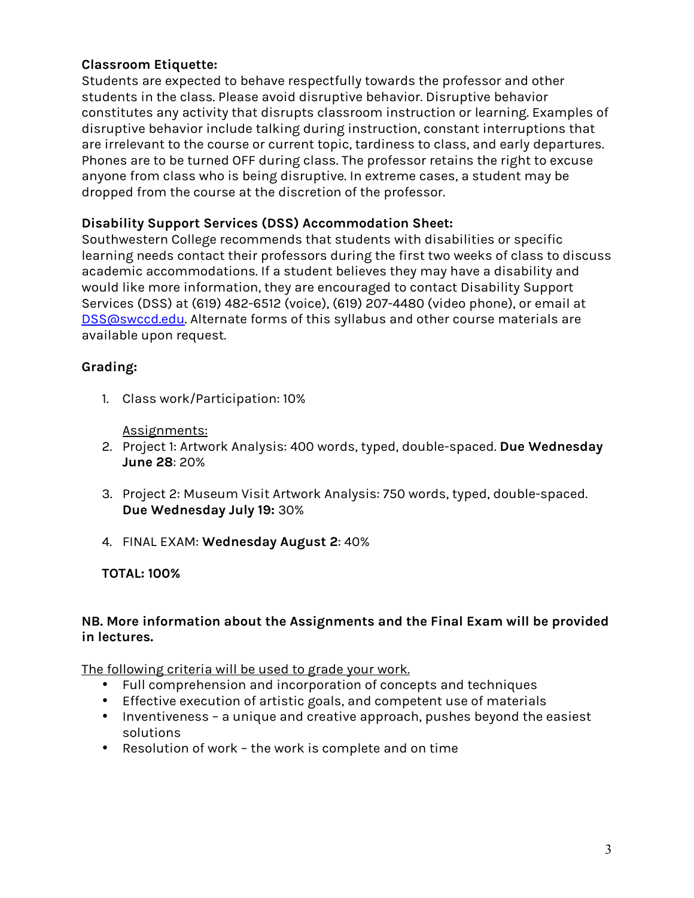**Classroom Etiquette:**
Students are expected to behave respectfully towards the professor and other students in the class. Please avoid disruptive behavior. Disruptive behavior constitutes any activity that disrupts classroom instruction or learning. Examples of disruptive behavior include talking during instruction, constant interruptions that are irrelevant to the course or current topic, tardiness to class, and early departures. Phones are to be turned OFF during class. The professor retains the right to excuse anyone from class who is being disruptive. In extreme cases, a student may be dropped from the course at the discretion of the professor.

**Disability Support Services (DSS) Accommodation Sheet:**
Southwestern College recommends that students with disabilities or specific learning needs contact their professors during the first two weeks of class to discuss academic accommodations. If a student believes they may have a disability and would like more information, they are encouraged to contact Disability Support Services (DSS) at (619) 482-6512 (voice), (619) 207-4480 (video phone), or email at DSS@swccd.edu. Alternate forms of this syllabus and other course materials are available upon request.

**Grading:**

1. Class work/Participation: 10%

   Assignments:
2. Project 1: Artwork Analysis: 400 words, typed, double-spaced. **Due Wednesday June 28**: 20%

3. Project 2: Museum Visit Artwork Analysis: 750 words, typed, double-spaced. **Due Wednesday July 19:** 30%

4. FINAL EXAM: **Wednesday August 2**: 40%

**TOTAL: 100%**

**NB. More information about the Assignments and the Final Exam will be provided in lectures.**

The following criteria will be used to grade your work.

- Full comprehension and incorporation of concepts and techniques
- Effective execution of artistic goals, and competent use of materials
- Inventiveness – a unique and creative approach, pushes beyond the easiest solutions
- Resolution of work – the work is complete and on time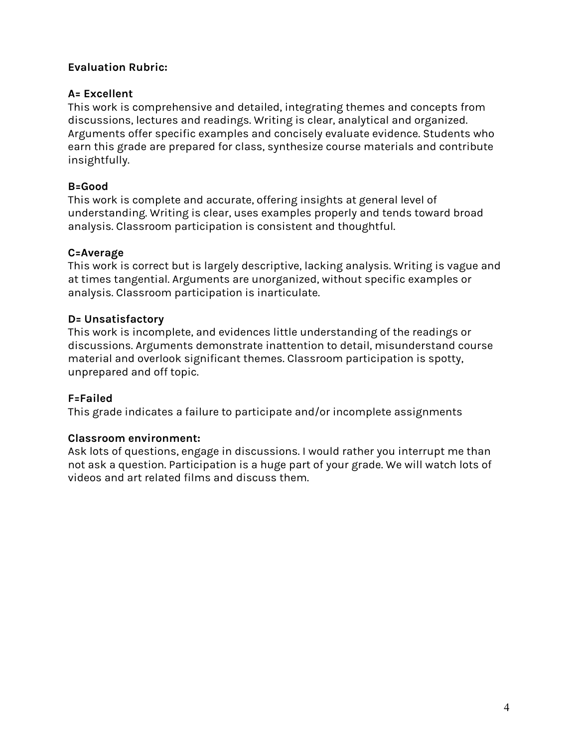**Evaluation Rubric:**

**A= Excellent**
This work is comprehensive and detailed, integrating themes and concepts from discussions, lectures and readings. Writing is clear, analytical and organized. Arguments offer specific examples and concisely evaluate evidence. Students who earn this grade are prepared for class, synthesize course materials and contribute insightfully.

**B=Good**
This work is complete and accurate, offering insights at general level of understanding. Writing is clear, uses examples properly and tends toward broad analysis. Classroom participation is consistent and thoughtful.

**C=Average**
This work is correct but is largely descriptive, lacking analysis. Writing is vague and at times tangential. Arguments are unorganized, without specific examples or analysis. Classroom participation is inarticulate.

**D= Unsatisfactory**
This work is incomplete, and evidences little understanding of the readings or discussions. Arguments demonstrate inattention to detail, misunderstand course material and overlook significant themes. Classroom participation is spotty, unprepared and off topic.

**F=Failed**
This grade indicates a failure to participate and/or incomplete assignments

**Classroom environment:**
Ask lots of questions, engage in discussions. I would rather you interrupt me than not ask a question. Participation is a huge part of your grade. We will watch lots of videos and art related films and discuss them.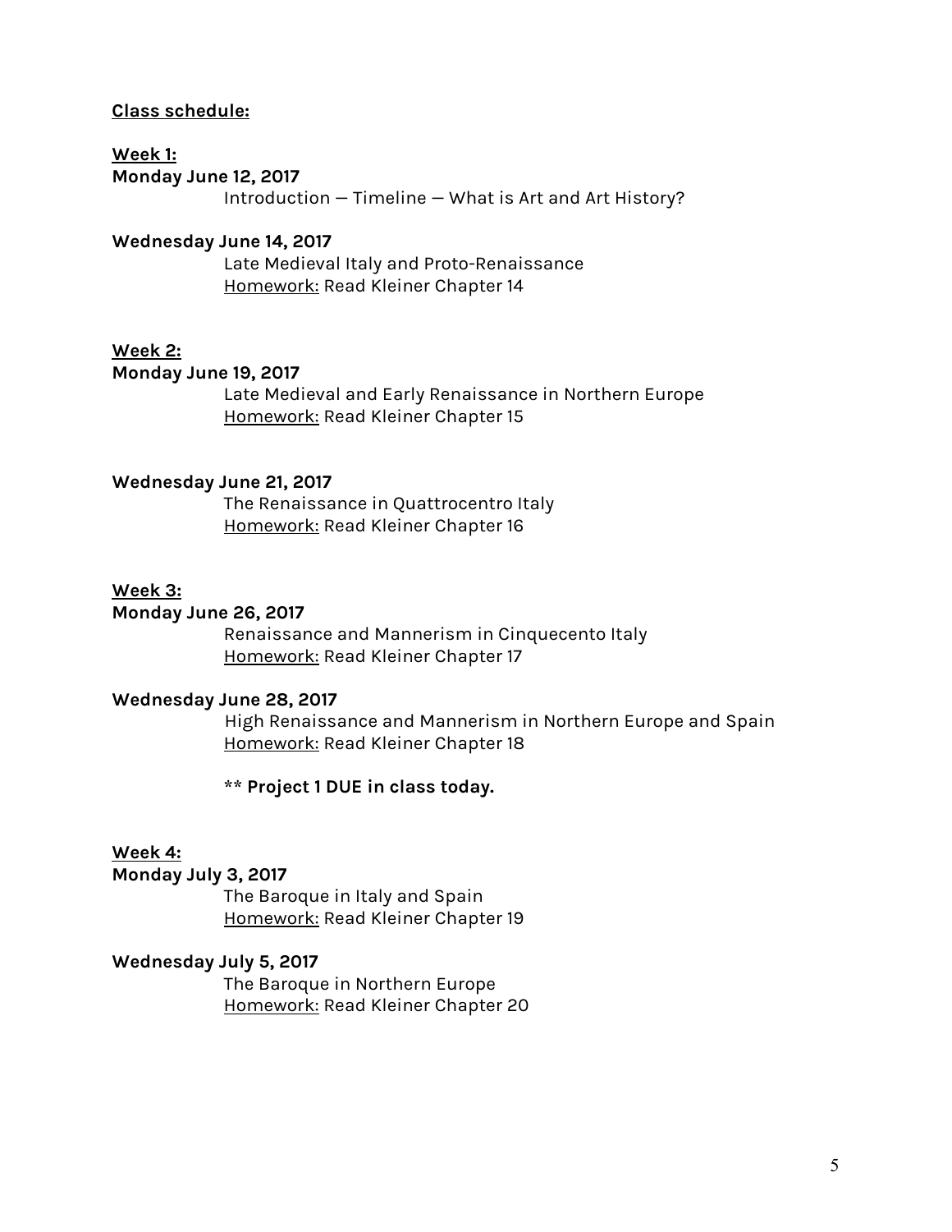**<u>Class schedule:</u>**

**<u>Week 1:</u>**

**Monday June 12, 2017**

Introduction — Timeline — What is Art and Art History?

**Wednesday June 14, 2017**

Late Medieval Italy and Proto-Renaissance

<u>Homework:</u> Read Kleiner Chapter 14

**<u>Week 2:</u>**

**Monday June 19, 2017**

Late Medieval and Early Renaissance in Northern Europe

<u>Homework:</u> Read Kleiner Chapter 15

**Wednesday June 21, 2017**

The Renaissance in Quattrocentro Italy

<u>Homework:</u> Read Kleiner Chapter 16

**<u>Week 3:</u>**

**Monday June 26, 2017**

Renaissance and Mannerism in Cinquecento Italy

<u>Homework:</u> Read Kleiner Chapter 17

**Wednesday June 28, 2017**

High Renaissance and Mannerism in Northern Europe and Spain

<u>Homework:</u> Read Kleiner Chapter 18

**** Project 1 DUE in class today.**

**<u>Week 4:</u>**

**Monday July 3, 2017**

The Baroque in Italy and Spain

<u>Homework:</u> Read Kleiner Chapter 19

**Wednesday July 5, 2017**

The Baroque in Northern Europe

<u>Homework:</u> Read Kleiner Chapter 20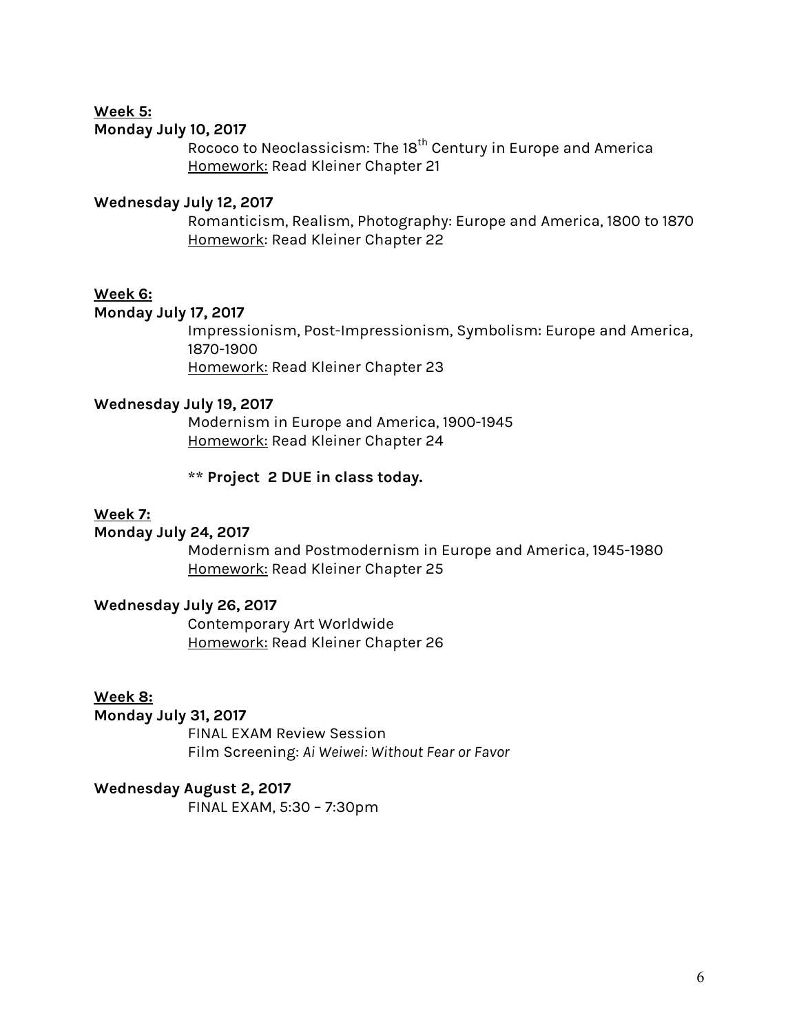**<u>Week 5:</u>**

**Monday July 10, 2017**

Rococo to Neoclassicism: The 18th Century in Europe and America
<u>Homework:</u> Read Kleiner Chapter 21

**Wednesday July 12, 2017**

Romanticism, Realism, Photography: Europe and America, 1800 to 1870
<u>Homework</u>: Read Kleiner Chapter 22

**<u>Week 6:</u>**

**Monday July 17, 2017**

Impressionism, Post-Impressionism, Symbolism: Europe and America, 1870-1900
<u>Homework:</u> Read Kleiner Chapter 23

**Wednesday July 19, 2017**

Modernism in Europe and America, 1900-1945
<u>Homework:</u> Read Kleiner Chapter 24

**\*\* Project 2 DUE in class today.**

**<u>Week 7:</u>**

**Monday July 24, 2017**

Modernism and Postmodernism in Europe and America, 1945-1980
<u>Homework:</u> Read Kleiner Chapter 25

**Wednesday July 26, 2017**

Contemporary Art Worldwide
<u>Homework:</u> Read Kleiner Chapter 26

**<u>Week 8:</u>**

**Monday July 31, 2017**

FINAL EXAM Review Session
Film Screening: *Ai Weiwei: Without Fear or Favor*

**Wednesday August 2, 2017**

FINAL EXAM, 5:30 – 7:30pm